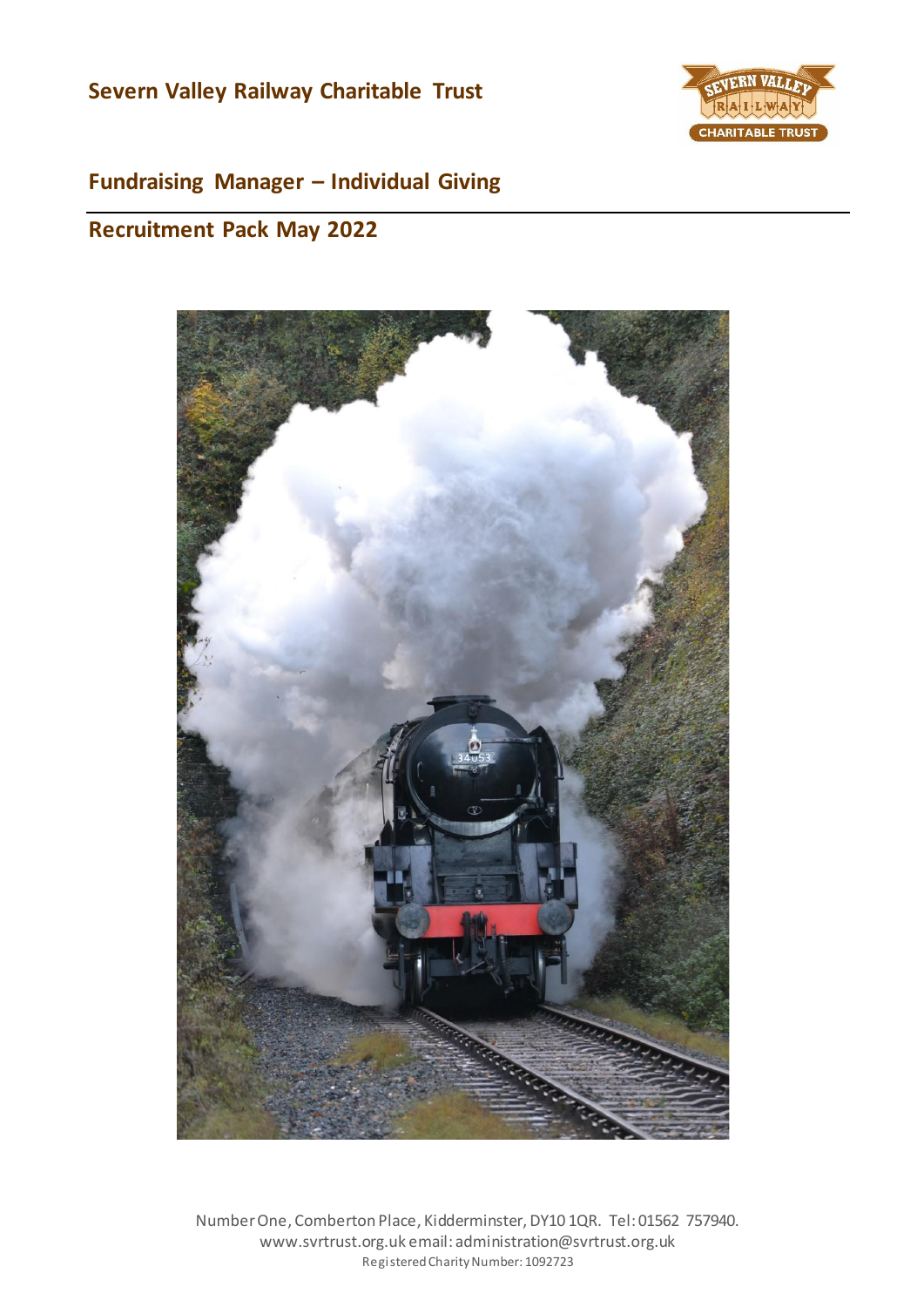# Severn Valley Railway Charitable Trust

## Fundraising Manager – Individual Giving

## Recruitment Pack May 2022

Number One, Comberton Place, Kidderminster, DY10 1QR. Tel: 01562 757940.
www.svrtrust.org.uk email: administration@svrtrust.org.uk
Registered Charity Number: 1092723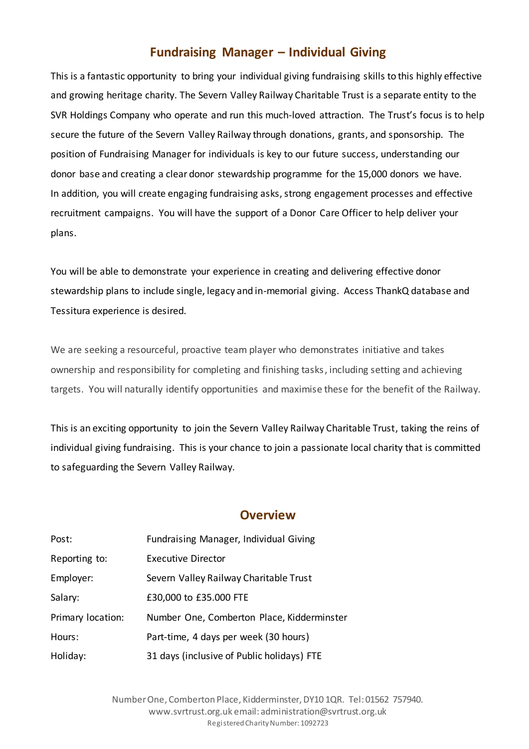## Fundraising Manager – Individual Giving

This is a fantastic opportunity to bring your individual giving fundraising skills to this highly effective and growing heritage charity. The Severn Valley Railway Charitable Trust is a separate entity to the SVR Holdings Company who operate and run this much-loved attraction. The Trust's focus is to help secure the future of the Severn Valley Railway through donations, grants, and sponsorship. The position of Fundraising Manager for individuals is key to our future success, understanding our donor base and creating a clear donor stewardship programme for the 15,000 donors we have. In addition, you will create engaging fundraising asks, strong engagement processes and effective recruitment campaigns. You will have the support of a Donor Care Officer to help deliver your plans.

You will be able to demonstrate your experience in creating and delivering effective donor stewardship plans to include single, legacy and in-memorial giving. Access ThankQ database and Tessitura experience is desired.

We are seeking a resourceful, proactive team player who demonstrates initiative and takes ownership and responsibility for completing and finishing tasks, including setting and achieving targets. You will naturally identify opportunities and maximise these for the benefit of the Railway.

This is an exciting opportunity to join the Severn Valley Railway Charitable Trust, taking the reins of individual giving fundraising. This is your chance to join a passionate local charity that is committed to safeguarding the Severn Valley Railway.

## Overview

| | |
|---|---|
| Post: | Fundraising Manager, Individual Giving |
| Reporting to: | Executive Director |
| Employer: | Severn Valley Railway Charitable Trust |
| Salary: | £30,000 to £35.000 FTE |
| Primary location: | Number One, Comberton Place, Kidderminster |
| Hours: | Part-time, 4 days per week (30 hours) |
| Holiday: | 31 days (inclusive of Public holidays) FTE |

Number One, Comberton Place, Kidderminster, DY10 1QR. Tel: 01562 757940.
www.svrtrust.org.uk email: administration@svrtrust.org.uk
Registered Charity Number: 1092723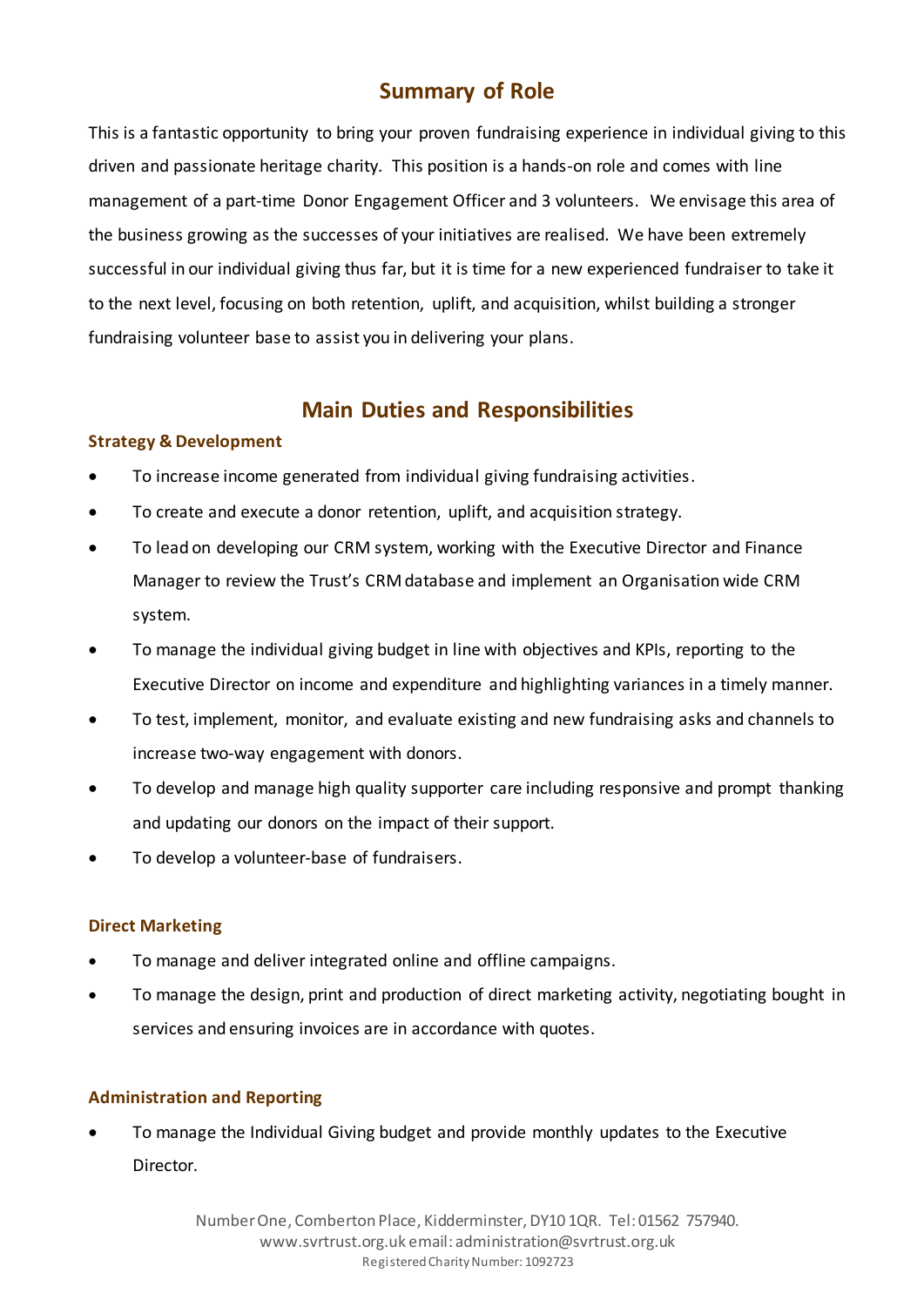## Summary of Role

This is a fantastic opportunity to bring your proven fundraising experience in individual giving to this driven and passionate heritage charity. This position is a hands-on role and comes with line management of a part-time Donor Engagement Officer and 3 volunteers. We envisage this area of the business growing as the successes of your initiatives are realised. We have been extremely successful in our individual giving thus far, but it is time for a new experienced fundraiser to take it to the next level, focusing on both retention, uplift, and acquisition, whilst building a stronger fundraising volunteer base to assist you in delivering your plans.

## Main Duties and Responsibilities

### Strategy & Development

- To increase income generated from individual giving fundraising activities.
- To create and execute a donor retention, uplift, and acquisition strategy.
- To lead on developing our CRM system, working with the Executive Director and Finance Manager to review the Trust's CRM database and implement an Organisation wide CRM system.
- To manage the individual giving budget in line with objectives and KPIs, reporting to the Executive Director on income and expenditure and highlighting variances in a timely manner.
- To test, implement, monitor, and evaluate existing and new fundraising asks and channels to increase two-way engagement with donors.
- To develop and manage high quality supporter care including responsive and prompt thanking and updating our donors on the impact of their support.
- To develop a volunteer-base of fundraisers.

### Direct Marketing

- To manage and deliver integrated online and offline campaigns.
- To manage the design, print and production of direct marketing activity, negotiating bought in services and ensuring invoices are in accordance with quotes.

### Administration and Reporting

- To manage the Individual Giving budget and provide monthly updates to the Executive Director.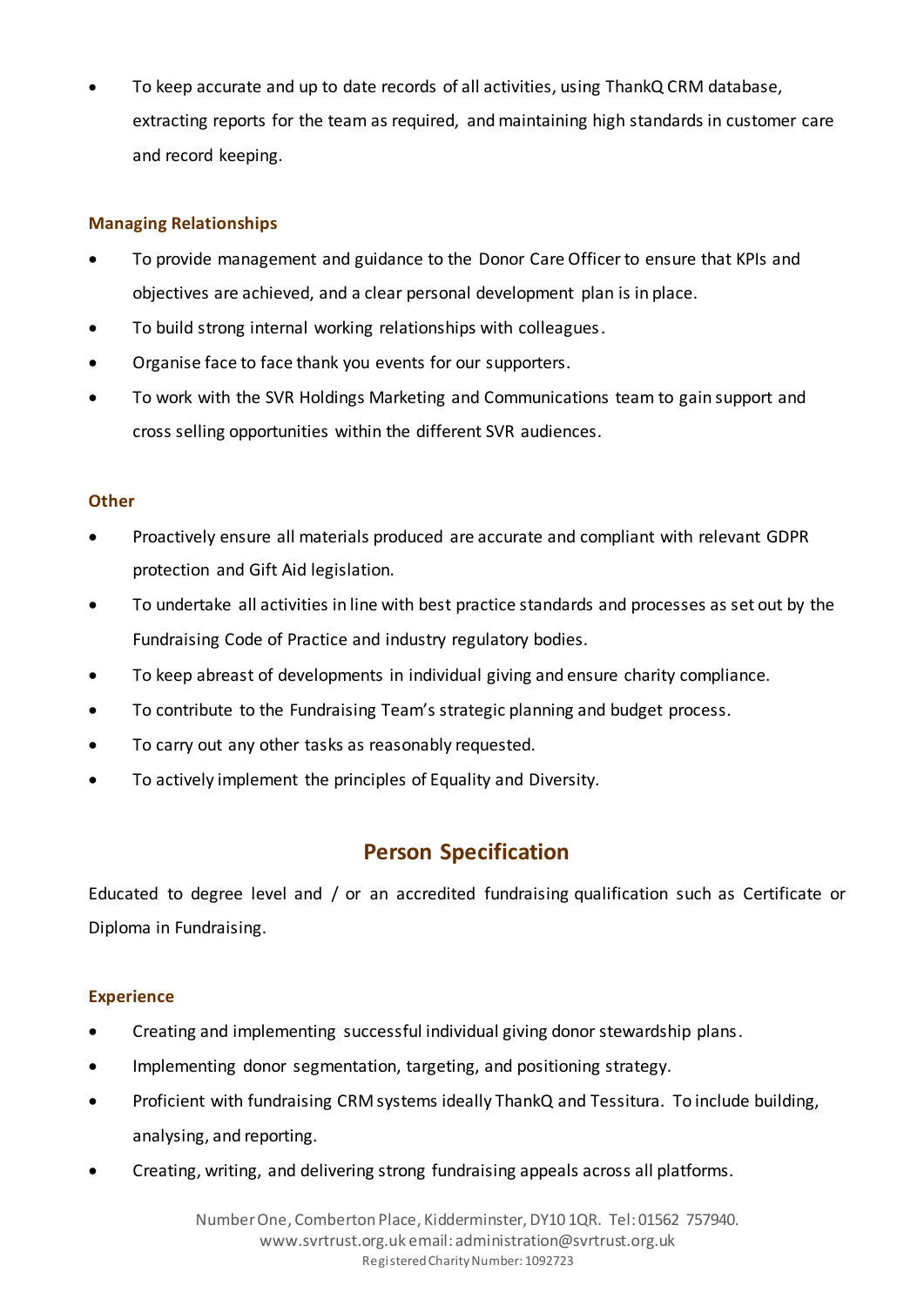- To keep accurate and up to date records of all activities, using ThankQ CRM database, extracting reports for the team as required, and maintaining high standards in customer care and record keeping.

### Managing Relationships

- To provide management and guidance to the Donor Care Officer to ensure that KPIs and objectives are achieved, and a clear personal development plan is in place.
- To build strong internal working relationships with colleagues.
- Organise face to face thank you events for our supporters.
- To work with the SVR Holdings Marketing and Communications team to gain support and cross selling opportunities within the different SVR audiences.

### Other

- Proactively ensure all materials produced are accurate and compliant with relevant GDPR protection and Gift Aid legislation.
- To undertake all activities in line with best practice standards and processes as set out by the Fundraising Code of Practice and industry regulatory bodies.
- To keep abreast of developments in individual giving and ensure charity compliance.
- To contribute to the Fundraising Team's strategic planning and budget process.
- To carry out any other tasks as reasonably requested.
- To actively implement the principles of Equality and Diversity.

## Person Specification

Educated to degree level and / or an accredited fundraising qualification such as Certificate or Diploma in Fundraising.

### Experience

- Creating and implementing successful individual giving donor stewardship plans.
- Implementing donor segmentation, targeting, and positioning strategy.
- Proficient with fundraising CRM systems ideally ThankQ and Tessitura. To include building, analysing, and reporting.
- Creating, writing, and delivering strong fundraising appeals across all platforms.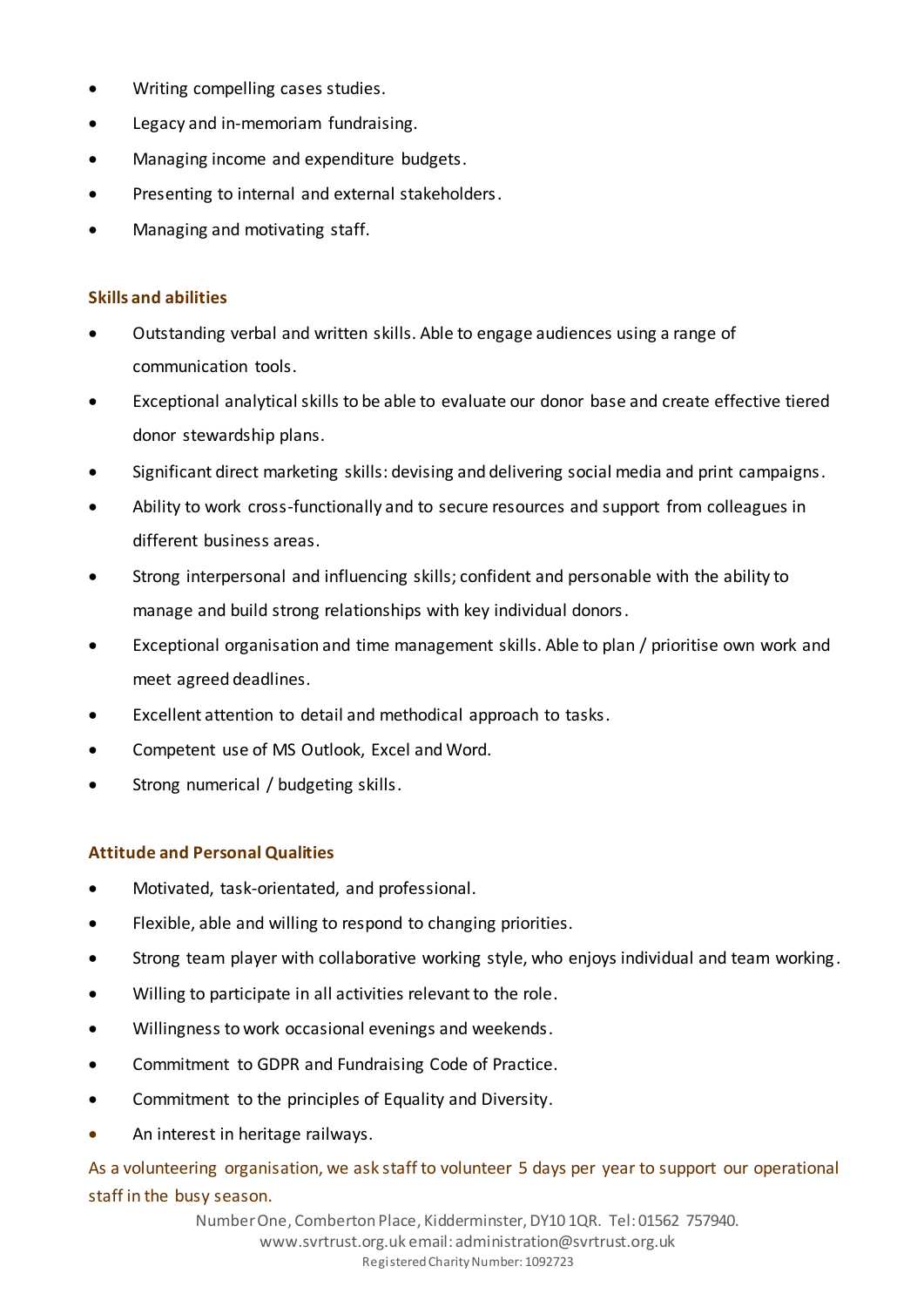- Writing compelling cases studies.
- Legacy and in-memoriam fundraising.
- Managing income and expenditure budgets.
- Presenting to internal and external stakeholders.
- Managing and motivating staff.

### Skills and abilities

- Outstanding verbal and written skills. Able to engage audiences using a range of communication tools.
- Exceptional analytical skills to be able to evaluate our donor base and create effective tiered donor stewardship plans.
- Significant direct marketing skills: devising and delivering social media and print campaigns.
- Ability to work cross-functionally and to secure resources and support from colleagues in different business areas.
- Strong interpersonal and influencing skills; confident and personable with the ability to manage and build strong relationships with key individual donors.
- Exceptional organisation and time management skills. Able to plan / prioritise own work and meet agreed deadlines.
- Excellent attention to detail and methodical approach to tasks.
- Competent use of MS Outlook, Excel and Word.
- Strong numerical / budgeting skills.

### Attitude and Personal Qualities

- Motivated, task-orientated, and professional.
- Flexible, able and willing to respond to changing priorities.
- Strong team player with collaborative working style, who enjoys individual and team working.
- Willing to participate in all activities relevant to the role.
- Willingness to work occasional evenings and weekends.
- Commitment to GDPR and Fundraising Code of Practice.
- Commitment to the principles of Equality and Diversity.
- An interest in heritage railways.

As a volunteering organisation, we ask staff to volunteer 5 days per year to support our operational staff in the busy season.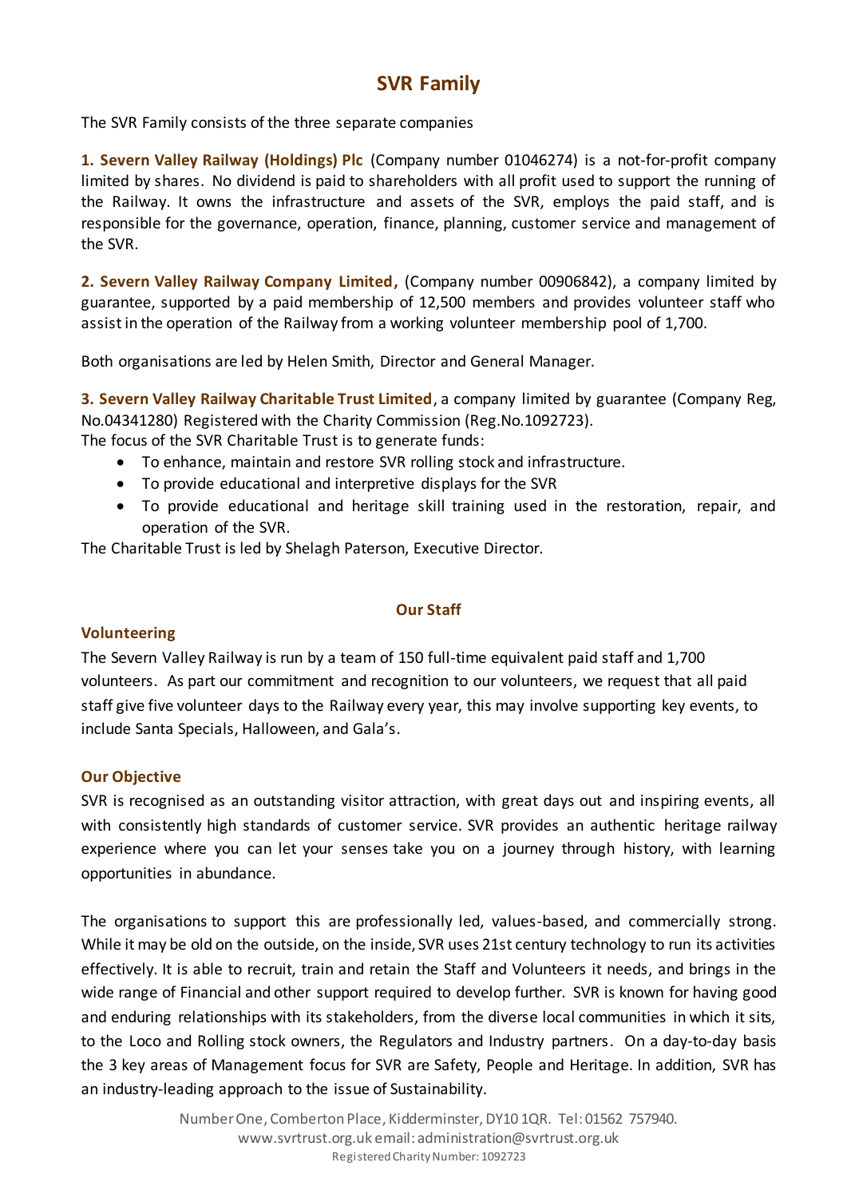# SVR Family

The SVR Family consists of the three separate companies

**1. Severn Valley Railway (Holdings) Plc** (Company number 01046274) is a not-for-profit company limited by shares. No dividend is paid to shareholders with all profit used to support the running of the Railway. It owns the infrastructure and assets of the SVR, employs the paid staff, and is responsible for the governance, operation, finance, planning, customer service and management of the SVR.

**2. Severn Valley Railway Company Limited,** (Company number 00906842), a company limited by guarantee, supported by a paid membership of 12,500 members and provides volunteer staff who assist in the operation of the Railway from a working volunteer membership pool of 1,700.

Both organisations are led by Helen Smith, Director and General Manager.

**3. Severn Valley Railway Charitable Trust Limited**, a company limited by guarantee (Company Reg, No.04341280) Registered with the Charity Commission (Reg.No.1092723).
The focus of the SVR Charitable Trust is to generate funds:

- To enhance, maintain and restore SVR rolling stock and infrastructure.
- To provide educational and interpretive displays for the SVR
- To provide educational and heritage skill training used in the restoration, repair, and operation of the SVR.

The Charitable Trust is led by Shelagh Paterson, Executive Director.

## Our Staff

### Volunteering

The Severn Valley Railway is run by a team of 150 full-time equivalent paid staff and 1,700 volunteers. As part our commitment and recognition to our volunteers, we request that all paid staff give five volunteer days to the Railway every year, this may involve supporting key events, to include Santa Specials, Halloween, and Gala's.

### Our Objective

SVR is recognised as an outstanding visitor attraction, with great days out and inspiring events, all with consistently high standards of customer service. SVR provides an authentic heritage railway experience where you can let your senses take you on a journey through history, with learning opportunities in abundance.

The organisations to support this are professionally led, values-based, and commercially strong. While it may be old on the outside, on the inside, SVR uses 21st century technology to run its activities effectively. It is able to recruit, train and retain the Staff and Volunteers it needs, and brings in the wide range of Financial and other support required to develop further. SVR is known for having good and enduring relationships with its stakeholders, from the diverse local communities in which it sits, to the Loco and Rolling stock owners, the Regulators and Industry partners. On a day-to-day basis the 3 key areas of Management focus for SVR are Safety, People and Heritage. In addition, SVR has an industry-leading approach to the issue of Sustainability.